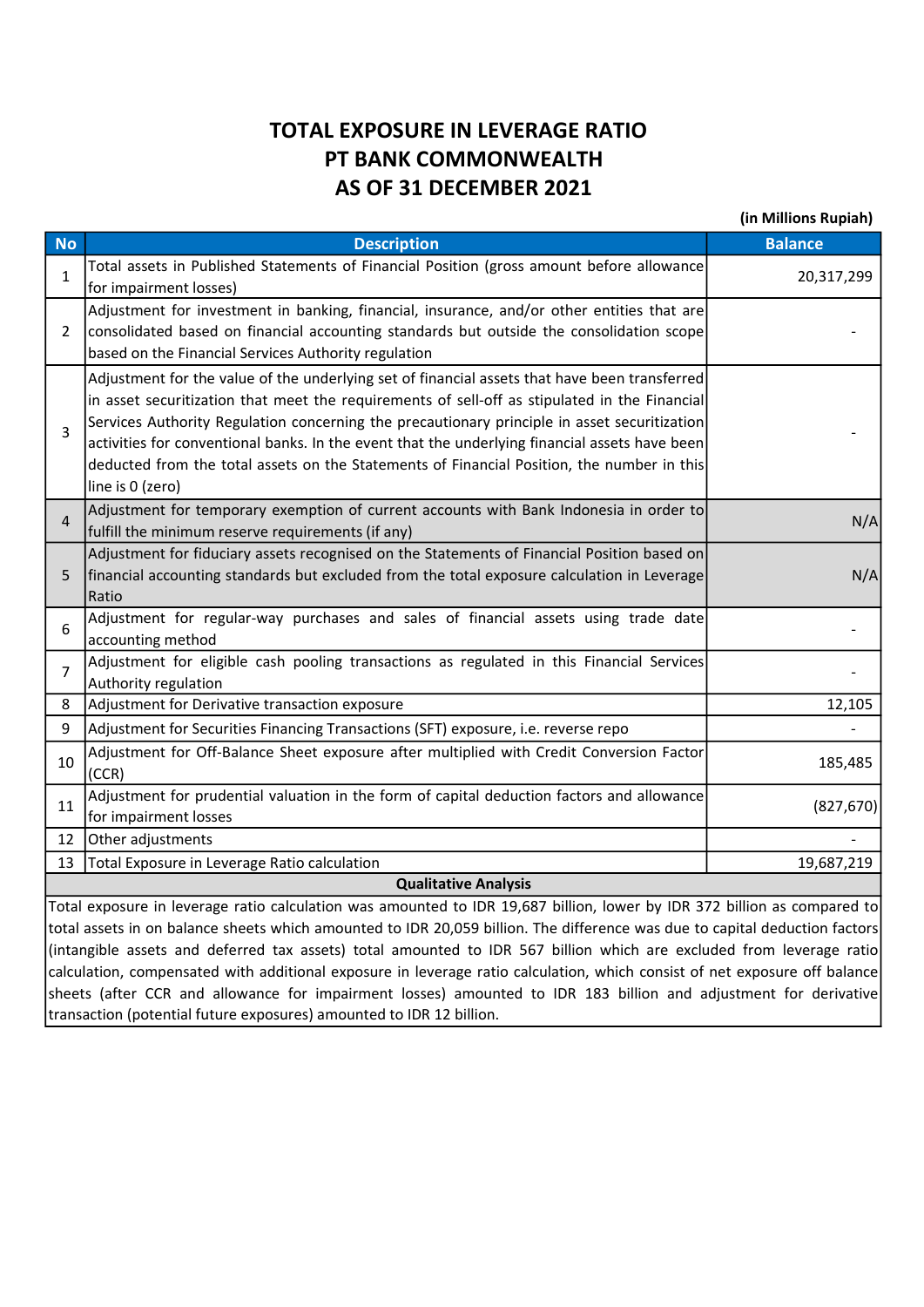# TOTAL EXPOSURE IN LEVERAGE RATIO
# PT BANK COMMONWEALTH
# AS OF 31 DECEMBER 2021

**(in Millions Rupiah)**

| No | Description | Balance |
|---|---|---|
| 1 | Total assets in Published Statements of Financial Position (gross amount before allowance for impairment losses) | 20,317,299 |
| 2 | Adjustment for investment in banking, financial, insurance, and/or other entities that are consolidated based on financial accounting standards but outside the consolidation scope based on the Financial Services Authority regulation | - |
| 3 | Adjustment for the value of the underlying set of financial assets that have been transferred in asset securitization that meet the requirements of sell-off as stipulated in the Financial Services Authority Regulation concerning the precautionary principle in asset securitization activities for conventional banks. In the event that the underlying financial assets have been deducted from the total assets on the Statements of Financial Position, the number in this line is 0 (zero) | - |
| 4 | Adjustment for temporary exemption of current accounts with Bank Indonesia in order to fulfill the minimum reserve requirements (if any) | N/A |
| 5 | Adjustment for fiduciary assets recognised on the Statements of Financial Position based on financial accounting standards but excluded from the total exposure calculation in Leverage Ratio | N/A |
| 6 | Adjustment for regular-way purchases and sales of financial assets using trade date accounting method | - |
| 7 | Adjustment for eligible cash pooling transactions as regulated in this Financial Services Authority regulation | - |
| 8 | Adjustment for Derivative transaction exposure | 12,105 |
| 9 | Adjustment for Securities Financing Transactions (SFT) exposure, i.e. reverse repo | - |
| 10 | Adjustment for Off-Balance Sheet exposure after multiplied with Credit Conversion Factor (CCR) | 185,485 |
| 11 | Adjustment for prudential valuation in the form of capital deduction factors and allowance for impairment losses | (827,670) |
| 12 | Other adjustments | - |
| 13 | Total Exposure in Leverage Ratio calculation | 19,687,219 |

**Qualitative Analysis**

Total exposure in leverage ratio calculation was amounted to IDR 19,687 billion, lower by IDR 372 billion as compared to total assets in on balance sheets which amounted to IDR 20,059 billion. The difference was due to capital deduction factors (intangible assets and deferred tax assets) total amounted to IDR 567 billion which are excluded from leverage ratio calculation, compensated with additional exposure in leverage ratio calculation, which consist of net exposure off balance sheets (after CCR and allowance for impairment losses) amounted to IDR 183 billion and adjustment for derivative transaction (potential future exposures) amounted to IDR 12 billion.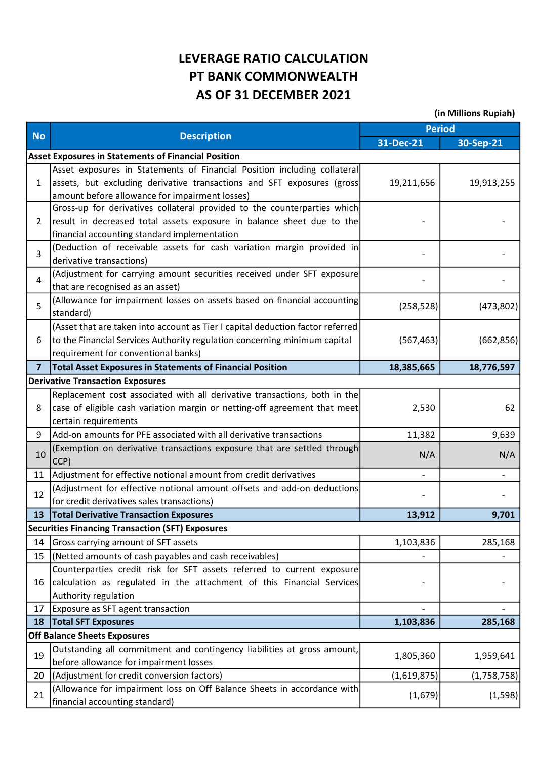# LEVERAGE RATIO CALCULATION
# PT BANK COMMONWEALTH
# AS OF 31 DECEMBER 2021

(in Millions Rupiah)

| No | Description | Period | |
|---|---|---|---|
| | | 31-Dec-21 | 30-Sep-21 |
| **Asset Exposures in Statements of Financial Position** | | | |
| 1 | Asset exposures in Statements of Financial Position including collateral assets, but excluding derivative transactions and SFT exposures (gross amount before allowance for impairment losses) | 19,211,656 | 19,913,255 |
| 2 | Gross-up for derivatives collateral provided to the counterparties which result in decreased total assets exposure in balance sheet due to the financial accounting standard implementation | - | - |
| 3 | (Deduction of receivable assets for cash variation margin provided in derivative transactions) | - | - |
| 4 | (Adjustment for carrying amount securities received under SFT exposure that are recognised as an asset) | - | - |
| 5 | (Allowance for impairment losses on assets based on financial accounting standard) | (258,528) | (473,802) |
| 6 | (Asset that are taken into account as Tier I capital deduction factor referred to the Financial Services Authority regulation concerning minimum capital requirement for conventional banks) | (567,463) | (662,856) |
| **7** | **Total Asset Exposures in Statements of Financial Position** | **18,385,665** | **18,776,597** |
| **Derivative Transaction Exposures** | | | |
| 8 | Replacement cost associated with all derivative transactions, both in the case of eligible cash variation margin or netting-off agreement that meet certain requirements | 2,530 | 62 |
| 9 | Add-on amounts for PFE associated with all derivative transactions | 11,382 | 9,639 |
| 10 | (Exemption on derivative transactions exposure that are settled through CCP) | N/A | N/A |
| 11 | Adjustment for effective notional amount from credit derivatives | - | - |
| 12 | (Adjustment for effective notional amount offsets and add-on deductions for credit derivatives sales transactions) | - | - |
| **13** | **Total Derivative Transaction Exposures** | **13,912** | **9,701** |
| **Securities Financing Transaction (SFT) Exposures** | | | |
| 14 | Gross carrying amount of SFT assets | 1,103,836 | 285,168 |
| 15 | (Netted amounts of cash payables and cash receivables) | - | - |
| 16 | Counterparties credit risk for SFT assets referred to current exposure calculation as regulated in the attachment of this Financial Services Authority regulation | - | - |
| 17 | Exposure as SFT agent transaction | - | - |
| **18** | **Total SFT Exposures** | **1,103,836** | **285,168** |
| **Off Balance Sheets Exposures** | | | |
| 19 | Outstanding all commitment and contingency liabilities at gross amount, before allowance for impairment losses | 1,805,360 | 1,959,641 |
| 20 | (Adjustment for credit conversion factors) | (1,619,875) | (1,758,758) |
| 21 | (Allowance for impairment loss on Off Balance Sheets in accordance with financial accounting standard) | (1,679) | (1,598) |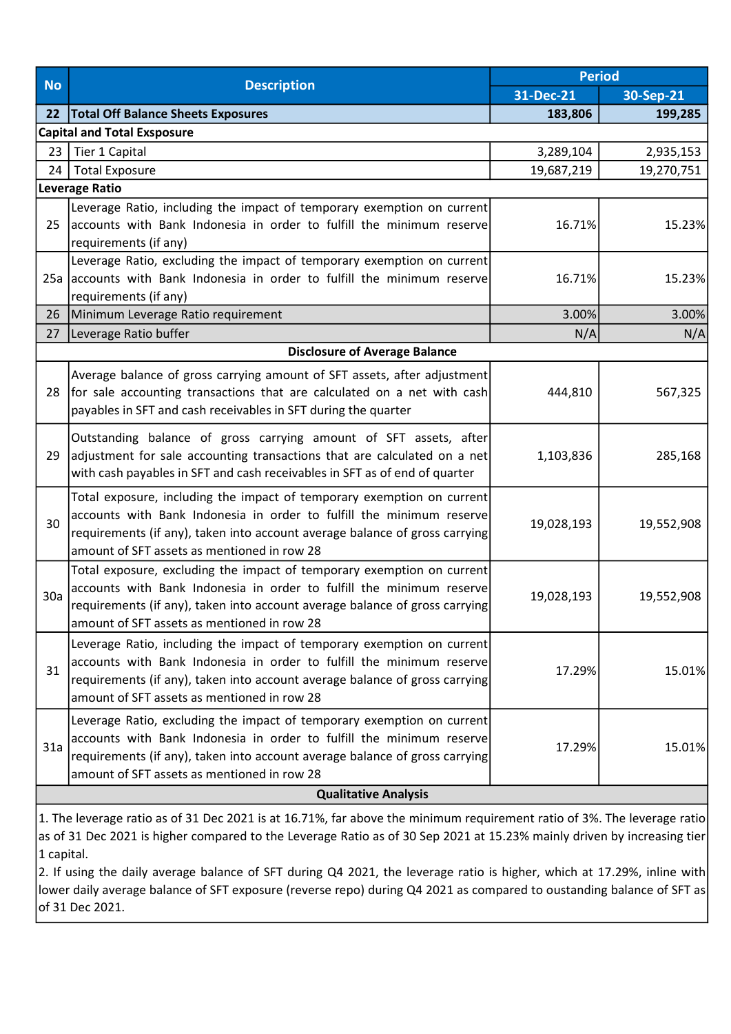| No | Description | Period | |
|---|---|---|---|
| | | 31-Dec-21 | 30-Sep-21 |
| **22** | **Total Off Balance Sheets Exposures** | **183,806** | **199,285** |
| **Capital and Total Exspoure** | | | |
| 23 | Tier 1 Capital | 3,289,104 | 2,935,153 |
| 24 | Total Exposure | 19,687,219 | 19,270,751 |
| **Leverage Ratio** | | | |
| 25 | Leverage Ratio, including the impact of temporary exemption on current accounts with Bank Indonesia in order to fulfill the minimum reserve requirements (if any) | 16.71% | 15.23% |
| 25a | Leverage Ratio, excluding the impact of temporary exemption on current accounts with Bank Indonesia in order to fulfill the minimum reserve requirements (if any) | 16.71% | 15.23% |
| 26 | Minimum Leverage Ratio requirement | 3.00% | 3.00% |
| 27 | Leverage Ratio buffer | N/A | N/A |
| **Disclosure of Average Balance** | | | |
| 28 | Average balance of gross carrying amount of SFT assets, after adjustment for sale accounting transactions that are calculated on a net with cash payables in SFT and cash receivables in SFT during the quarter | 444,810 | 567,325 |
| 29 | Outstanding balance of gross carrying amount of SFT assets, after adjustment for sale accounting transactions that are calculated on a net with cash payables in SFT and cash receivables in SFT as of end of quarter | 1,103,836 | 285,168 |
| 30 | Total exposure, including the impact of temporary exemption on current accounts with Bank Indonesia in order to fulfill the minimum reserve requirements (if any), taken into account average balance of gross carrying amount of SFT assets as mentioned in row 28 | 19,028,193 | 19,552,908 |
| 30a | Total exposure, excluding the impact of temporary exemption on current accounts with Bank Indonesia in order to fulfill the minimum reserve requirements (if any), taken into account average balance of gross carrying amount of SFT assets as mentioned in row 28 | 19,028,193 | 19,552,908 |
| 31 | Leverage Ratio, including the impact of temporary exemption on current accounts with Bank Indonesia in order to fulfill the minimum reserve requirements (if any), taken into account average balance of gross carrying amount of SFT assets as mentioned in row 28 | 17.29% | 15.01% |
| 31a | Leverage Ratio, excluding the impact of temporary exemption on current accounts with Bank Indonesia in order to fulfill the minimum reserve requirements (if any), taken into account average balance of gross carrying amount of SFT assets as mentioned in row 28 | 17.29% | 15.01% |

**Qualitative Analysis**

1. The leverage ratio as of 31 Dec 2021 is at 16.71%, far above the minimum requirement ratio of 3%. The leverage ratio as of 31 Dec 2021 is higher compared to the Leverage Ratio as of 30 Sep 2021 at 15.23% mainly driven by increasing tier 1 capital.
2. If using the daily average balance of SFT during Q4 2021, the leverage ratio is higher, which at 17.29%, inline with lower daily average balance of SFT exposure (reverse repo) during Q4 2021 as compared to oustanding balance of SFT as of 31 Dec 2021.